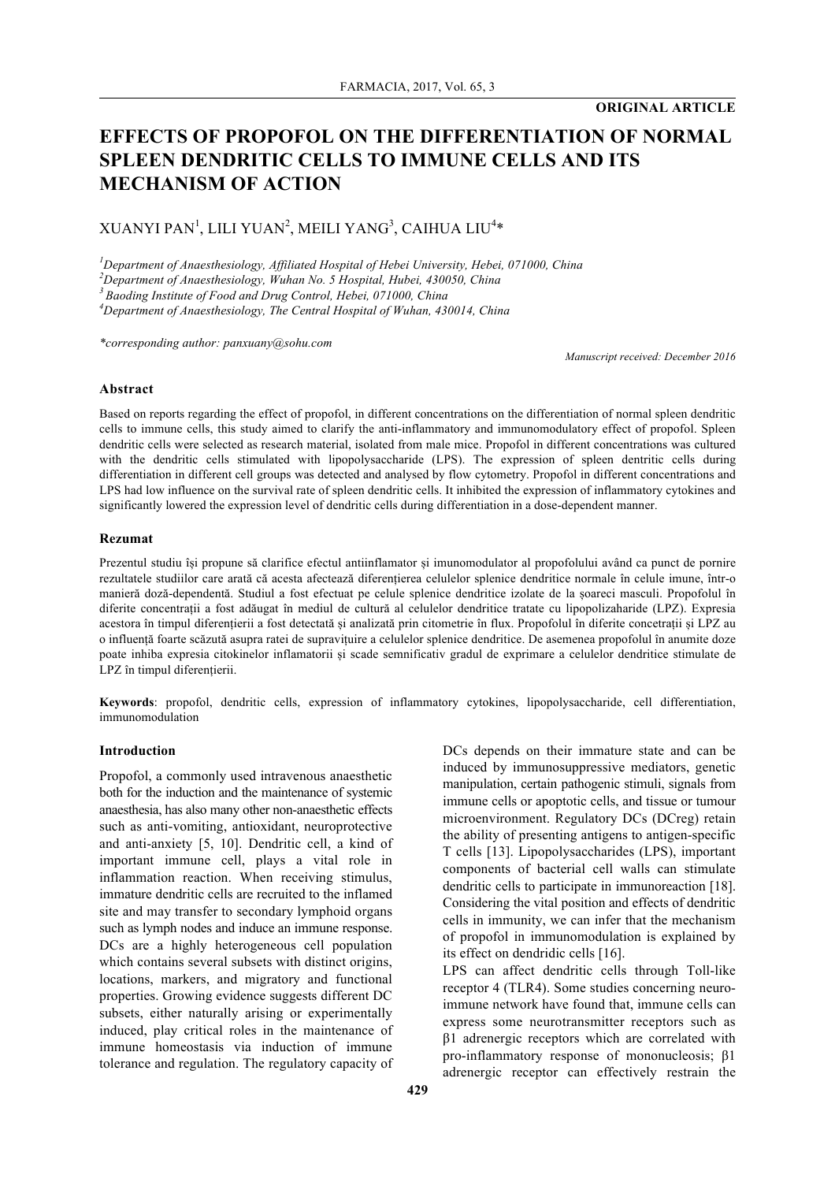**ORIGINAL ARTICLE**

# EFFECTS OF PROPOFOL ON THE DIFFERENTIATION OF NORMAL SPLEEN DENDRITIC CELLS TO IMMUNE CELLS AND ITS MECHANISM OF ACTION

XUANYI PAN[1], LILI YUAN[2], MEILI YANG[3], CAIHUA LIU[4]*

*[1]Department of Anaesthesiology, Affiliated Hospital of Hebei University, Hebei, 071000, China*
*[2]Department of Anaesthesiology, Wuhan No. 5 Hospital, Hubei, 430050, China*
*[3]Baoding Institute of Food and Drug Control, Hebei, 071000, China*
*[4]Department of Anaesthesiology, The Central Hospital of Wuhan, 430014, China*

*\*corresponding author: panxuany@sohu.com*

*Manuscript received: December 2016*

### Abstract

Based on reports regarding the effect of propofol, in different concentrations on the differentiation of normal spleen dendritic cells to immune cells, this study aimed to clarify the anti-inflammatory and immunomodulatory effect of propofol. Spleen dendritic cells were selected as research material, isolated from male mice. Propofol in different concentrations was cultured with the dendritic cells stimulated with lipopolysaccharide (LPS). The expression of spleen dentritic cells during differentiation in different cell groups was detected and analysed by flow cytometry. Propofol in different concentrations and LPS had low influence on the survival rate of spleen dendritic cells. It inhibited the expression of inflammatory cytokines and significantly lowered the expression level of dendritic cells during differentiation in a dose-dependent manner.

### Rezumat

Prezentul studiu își propune să clarifice efectul antiinflamator și imunomodulator al propofolului având ca punct de pornire rezultatele studiilor care arată că acesta afectează diferențierea celulelor splenice dendritice normale în celule imune, într-o manieră doză-dependentă. Studiul a fost efectuat pe celule splenice dendritice izolate de la șoareci masculi. Propofolul în diferite concentrații a fost adăugat în mediul de cultură al celulelor dendritice tratate cu lipopolizaharide (LPZ). Expresia acestora în timpul diferențierii a fost detectată și analizată prin citometrie în flux. Propofolul în diferite concetrații și LPZ au o influență foarte scăzută asupra ratei de supraviețuire a celulelor splenice dendritice. De asemenea propofolul în anumite doze poate inhiba expresia citokinelor inflamatorii și scade semnificativ gradul de exprimare a celulelor dendritice stimulate de LPZ în timpul diferențierii.

**Keywords**: propofol, dendritic cells, expression of inflammatory cytokines, lipopolysaccharide, cell differentiation, immunomodulation

### Introduction

Propofol, a commonly used intravenous anaesthetic both for the induction and the maintenance of systemic anaesthesia, has also many other non-anaesthetic effects such as anti-vomiting, antioxidant, neuroprotective and anti-anxiety [5, 10]. Dendritic cell, a kind of important immune cell, plays a vital role in inflammation reaction. When receiving stimulus, immature dendritic cells are recruited to the inflamed site and may transfer to secondary lymphoid organs such as lymph nodes and induce an immune response. DCs are a highly heterogeneous cell population which contains several subsets with distinct origins, locations, markers, and migratory and functional properties. Growing evidence suggests different DC subsets, either naturally arising or experimentally induced, play critical roles in the maintenance of immune homeostasis via induction of immune tolerance and regulation. The regulatory capacity of DCs depends on their immature state and can be induced by immunosuppressive mediators, genetic manipulation, certain pathogenic stimuli, signals from immune cells or apoptotic cells, and tissue or tumour microenvironment. Regulatory DCs (DCreg) retain the ability of presenting antigens to antigen-specific T cells [13]. Lipopolysaccharides (LPS), important components of bacterial cell walls can stimulate dendritic cells to participate in immunoreaction [18]. Considering the vital position and effects of dendritic cells in immunity, we can infer that the mechanism of propofol in immunomodulation is explained by its effect on dendridic cells [16].

LPS can affect dendritic cells through Toll-like receptor 4 (TLR4). Some studies concerning neuro-immune network have found that, immune cells can express some neurotransmitter receptors such as β1 adrenergic receptors which are correlated with pro-inflammatory response of mononucleosis; β1 adrenergic receptor can effectively restrain the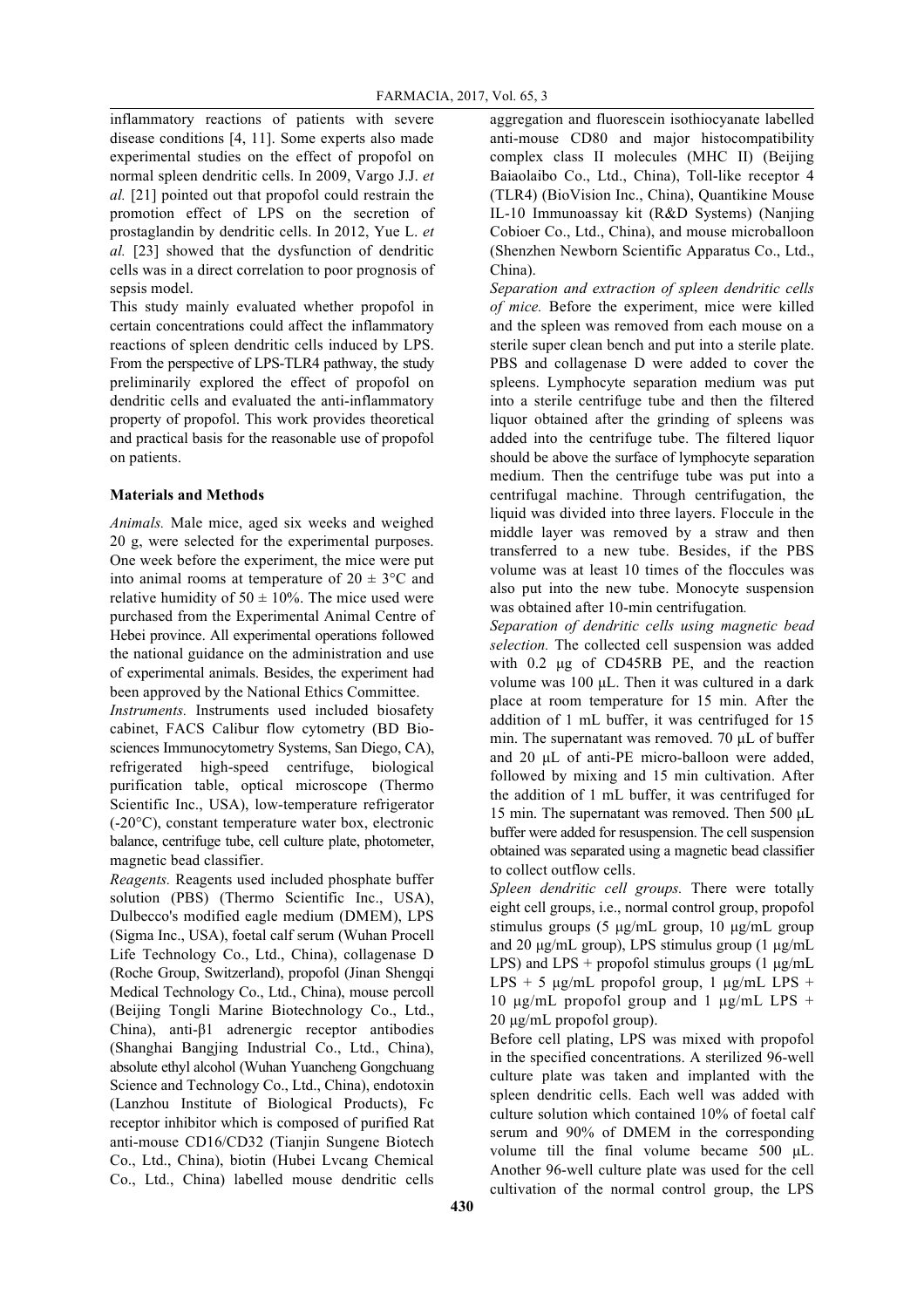inflammatory reactions of patients with severe disease conditions [4, 11]. Some experts also made experimental studies on the effect of propofol on normal spleen dendritic cells. In 2009, Vargo J.J. *et al.* [21] pointed out that propofol could restrain the promotion effect of LPS on the secretion of prostaglandin by dendritic cells. In 2012, Yue L. *et al.* [23] showed that the dysfunction of dendritic cells was in a direct correlation to poor prognosis of sepsis model.

This study mainly evaluated whether propofol in certain concentrations could affect the inflammatory reactions of spleen dendritic cells induced by LPS. From the perspective of LPS-TLR4 pathway, the study preliminarily explored the effect of propofol on dendritic cells and evaluated the anti-inflammatory property of propofol. This work provides theoretical and practical basis for the reasonable use of propofol on patients.

## Materials and Methods

*Animals.* Male mice, aged six weeks and weighed 20 g, were selected for the experimental purposes. One week before the experiment, the mice were put into animal rooms at temperature of 20 ± 3°C and relative humidity of 50 ± 10%. The mice used were purchased from the Experimental Animal Centre of Hebei province. All experimental operations followed the national guidance on the administration and use of experimental animals. Besides, the experiment had been approved by the National Ethics Committee.

*Instruments.* Instruments used included biosafety cabinet, FACS Calibur flow cytometry (BD Biosciences Immunocytometry Systems, San Diego, CA), refrigerated high-speed centrifuge, biological purification table, optical microscope (Thermo Scientific Inc., USA), low-temperature refrigerator (-20°C), constant temperature water box, electronic balance, centrifuge tube, cell culture plate, photometer, magnetic bead classifier.

*Reagents.* Reagents used included phosphate buffer solution (PBS) (Thermo Scientific Inc., USA), Dulbecco's modified eagle medium (DMEM), LPS (Sigma Inc., USA), foetal calf serum (Wuhan Procell Life Technology Co., Ltd., China), collagenase D (Roche Group, Switzerland), propofol (Jinan Shengqi Medical Technology Co., Ltd., China), mouse percoll (Beijing Tongli Marine Biotechnology Co., Ltd., China), anti-β1 adrenergic receptor antibodies (Shanghai Bangjing Industrial Co., Ltd., China), absolute ethyl alcohol (Wuhan Yuancheng Gongchuang Science and Technology Co., Ltd., China), endotoxin (Lanzhou Institute of Biological Products), Fc receptor inhibitor which is composed of purified Rat anti-mouse CD16/CD32 (Tianjin Sungene Biotech Co., Ltd., China), biotin (Hubei Lvcang Chemical Co., Ltd., China) labelled mouse dendritic cells aggregation and fluorescein isothiocyanate labelled anti-mouse CD80 and major histocompatibility complex class II molecules (MHC II) (Beijing Baiaolaibo Co., Ltd., China), Toll-like receptor 4 (TLR4) (BioVision Inc., China), Quantikine Mouse IL-10 Immunoassay kit (R&D Systems) (Nanjing Cobioer Co., Ltd., China), and mouse microballoon (Shenzhen Newborn Scientific Apparatus Co., Ltd., China).

*Separation and extraction of spleen dendritic cells of mice.* Before the experiment, mice were killed and the spleen was removed from each mouse on a sterile super clean bench and put into a sterile plate. PBS and collagenase D were added to cover the spleens. Lymphocyte separation medium was put into a sterile centrifuge tube and then the filtered liquor obtained after the grinding of spleens was added into the centrifuge tube. The filtered liquor should be above the surface of lymphocyte separation medium. Then the centrifuge tube was put into a centrifugal machine. Through centrifugation, the liquid was divided into three layers. Floccule in the middle layer was removed by a straw and then transferred to a new tube. Besides, if the PBS volume was at least 10 times of the floccules was also put into the new tube. Monocyte suspension was obtained after 10-min centrifugation.

*Separation of dendritic cells using magnetic bead selection.* The collected cell suspension was added with 0.2 μg of CD45RB PE, and the reaction volume was 100 μL. Then it was cultured in a dark place at room temperature for 15 min. After the addition of 1 mL buffer, it was centrifuged for 15 min. The supernatant was removed. 70 μL of buffer and 20 μL of anti-PE micro-balloon were added, followed by mixing and 15 min cultivation. After the addition of 1 mL buffer, it was centrifuged for 15 min. The supernatant was removed. Then 500 μL buffer were added for resuspension. The cell suspension obtained was separated using a magnetic bead classifier to collect outflow cells.

*Spleen dendritic cell groups.* There were totally eight cell groups, i.e., normal control group, propofol stimulus groups (5 μg/mL group, 10 μg/mL group and 20 μg/mL group), LPS stimulus group (1 μg/mL LPS) and LPS + propofol stimulus groups (1 μg/mL LPS + 5 μg/mL propofol group, 1 μg/mL LPS + 10 μg/mL propofol group and 1 μg/mL LPS + 20 μg/mL propofol group).

Before cell plating, LPS was mixed with propofol in the specified concentrations. A sterilized 96-well culture plate was taken and implanted with the spleen dendritic cells. Each well was added with culture solution which contained 10% of foetal calf serum and 90% of DMEM in the corresponding volume till the final volume became 500 μL. Another 96-well culture plate was used for the cell cultivation of the normal control group, the LPS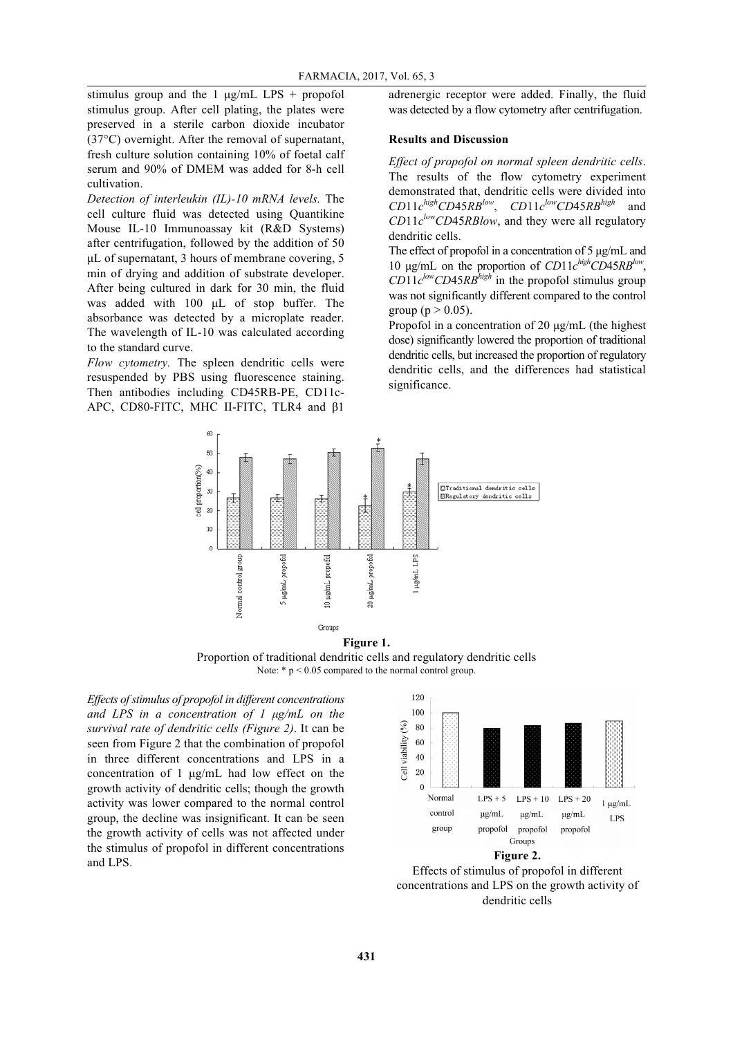stimulus group and the 1 μg/mL LPS + propofol stimulus group. After cell plating, the plates were preserved in a sterile carbon dioxide incubator (37°C) overnight. After the removal of supernatant, fresh culture solution containing 10% of foetal calf serum and 90% of DMEM was added for 8-h cell cultivation.

*Detection of interleukin (IL)-10 mRNA levels.* The cell culture fluid was detected using Quantikine Mouse IL-10 Immunoassay kit (R&D Systems) after centrifugation, followed by the addition of 50 μL of supernatant, 3 hours of membrane covering, 5 min of drying and addition of substrate developer. After being cultured in dark for 30 min, the fluid was added with 100 μL of stop buffer. The absorbance was detected by a microplate reader. The wavelength of IL-10 was calculated according to the standard curve.

*Flow cytometry.* The spleen dendritic cells were resuspended by PBS using fluorescence staining. Then antibodies including CD45RB-PE, CD11c-APC, CD80-FITC, MHC II-FITC, TLR4 and β1 adrenergic receptor were added. Finally, the fluid was detected by a flow cytometry after centrifugation.

## Results and Discussion

*Effect of propofol on normal spleen dendritic cells*. The results of the flow cytometry experiment demonstrated that, dendritic cells were divided into $CD11c^{high}CD45RB^{low}$, $CD11c^{low}CD45RB^{high}$ and $CD11c^{low}CD45RBlow$, and they were all regulatory dendritic cells.

The effect of propofol in a concentration of 5 μg/mL and 10 μg/mL on the proportion of $CD11c^{high}CD45RB^{low}$, $CD11c^{low}CD45RB^{high}$ in the propofol stimulus group was not significantly different compared to the control group ($p > 0.05$).

Propofol in a concentration of 20 μg/mL (the highest dose) significantly lowered the proportion of traditional dendritic cells, but increased the proportion of regulatory dendritic cells, and the differences had statistical significance.

cell proportion(%)
60
50
40
30
20
10
0
Normal control group
5 μg/mL propofol
10 μg/mL propofol
20 μg/mL propofol
1 μg/mL LPS
Groups
Traditional dendritic cells
Regulatory dendritic cells

**Figure 1.**
Proportion of traditional dendritic cells and regulatory dendritic cells
Note: * $p < 0.05$ compared to the normal control group.

*Effects of stimulus of propofol in different concentrations and LPS in a concentration of 1 μg/mL on the survival rate of dendritic cells (Figure 2)*. It can be seen from Figure 2 that the combination of propofol in three different concentrations and LPS in a concentration of 1 μg/mL had low effect on the growth activity of dendritic cells; though the growth activity was lower compared to the normal control group, the decline was insignificant. It can be seen the growth activity of cells was not affected under the stimulus of propofol in different concentrations and LPS.

Cell viability (%)
120
100
80
60
40
20
0
Normal control group
LPS + 5 μg/mL propofol
LPS + 10 μg/mL propofol
LPS + 20 μg/mL propofol
1 μg/mL LPS
Groups

**Figure 2.**
Effects of stimulus of propofol in different concentrations and LPS on the growth activity of dendritic cells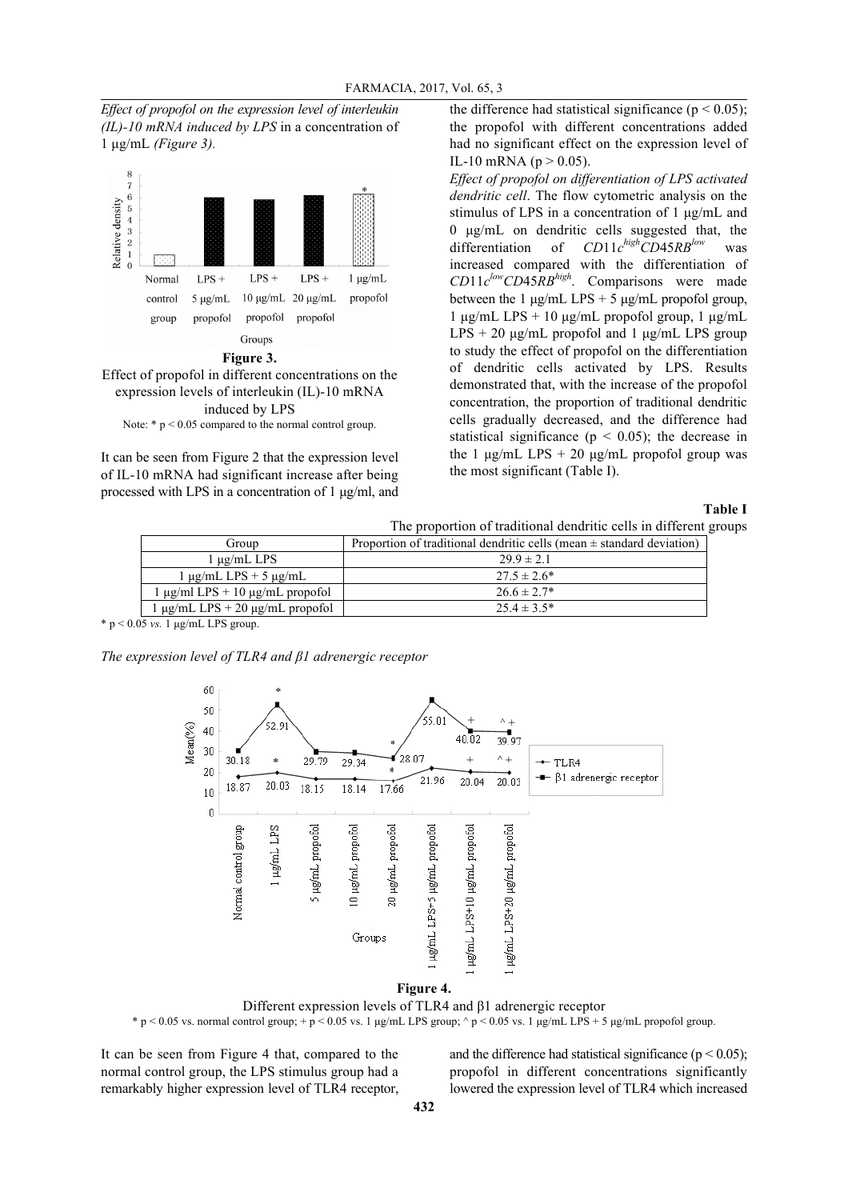*Effect of propofol on the expression level of interleukin (IL)-10 mRNA induced by LPS* in a concentration of 1 μg/mL *(Figure 3)*.

**Figure 3.**

Effect of propofol in different concentrations on the expression levels of interleukin (IL)-10 mRNA induced by LPS

Note: * $p < 0.05$ compared to the normal control group.

It can be seen from Figure 2 that the expression level of IL-10 mRNA had significant increase after being processed with LPS in a concentration of 1 μg/ml, and the difference had statistical significance ($p < 0.05$); the propofol with different concentrations added had no significant effect on the expression level of IL-10 mRNA ($p > 0.05$).

*Effect of propofol on differentiation of LPS activated dendritic cell*. The flow cytometric analysis on the stimulus of LPS in a concentration of 1 μg/mL and 0 μg/mL on dendritic cells suggested that, the differentiation of $CD11c^{high}CD45RB^{low}$ was increased compared with the differentiation of $CD11c^{low}CD45RB^{high}$. Comparisons were made between the 1 μg/mL LPS + 5 μg/mL propofol group, 1 μg/mL LPS + 10 μg/mL propofol group, 1 μg/mL LPS + 20 μg/mL propofol and 1 μg/mL LPS group to study the effect of propofol on the differentiation of dendritic cells activated by LPS. Results demonstrated that, with the increase of the propofol concentration, the proportion of traditional dendritic cells gradually decreased, and the difference had statistical significance ($p < 0.05$); the decrease in the 1 μg/mL LPS + 20 μg/mL propofol group was the most significant (Table I).

**Table I**

The proportion of traditional dendritic cells in different groups

| Group | Proportion of traditional dendritic cells (mean ± standard deviation) |
|---|---|
| 1 μg/mL LPS | 29.9 ± 2.1 |
| 1 μg/mL LPS + 5 μg/mL | 27.5 ± 2.6* |
| 1 μg/ml LPS + 10 μg/mL propofol | 26.6 ± 2.7* |
| 1 μg/mL LPS + 20 μg/mL propofol | 25.4 ± 3.5* |

* $p < 0.05$ *vs.* 1 μg/mL LPS group.

*The expression level of TLR4 and β1 adrenergic receptor*

**Figure 4.**

Different expression levels of TLR4 and β1 adrenergic receptor

* $p < 0.05$ vs. normal control group; + $p < 0.05$ vs. 1 μg/mL LPS group; ^ $p < 0.05$ vs. 1 μg/mL LPS + 5 μg/mL propofol group.

It can be seen from Figure 4 that, compared to the normal control group, the LPS stimulus group had a remarkably higher expression level of TLR4 receptor, and the difference had statistical significance ($p < 0.05$); propofol in different concentrations significantly lowered the expression level of TLR4 which increased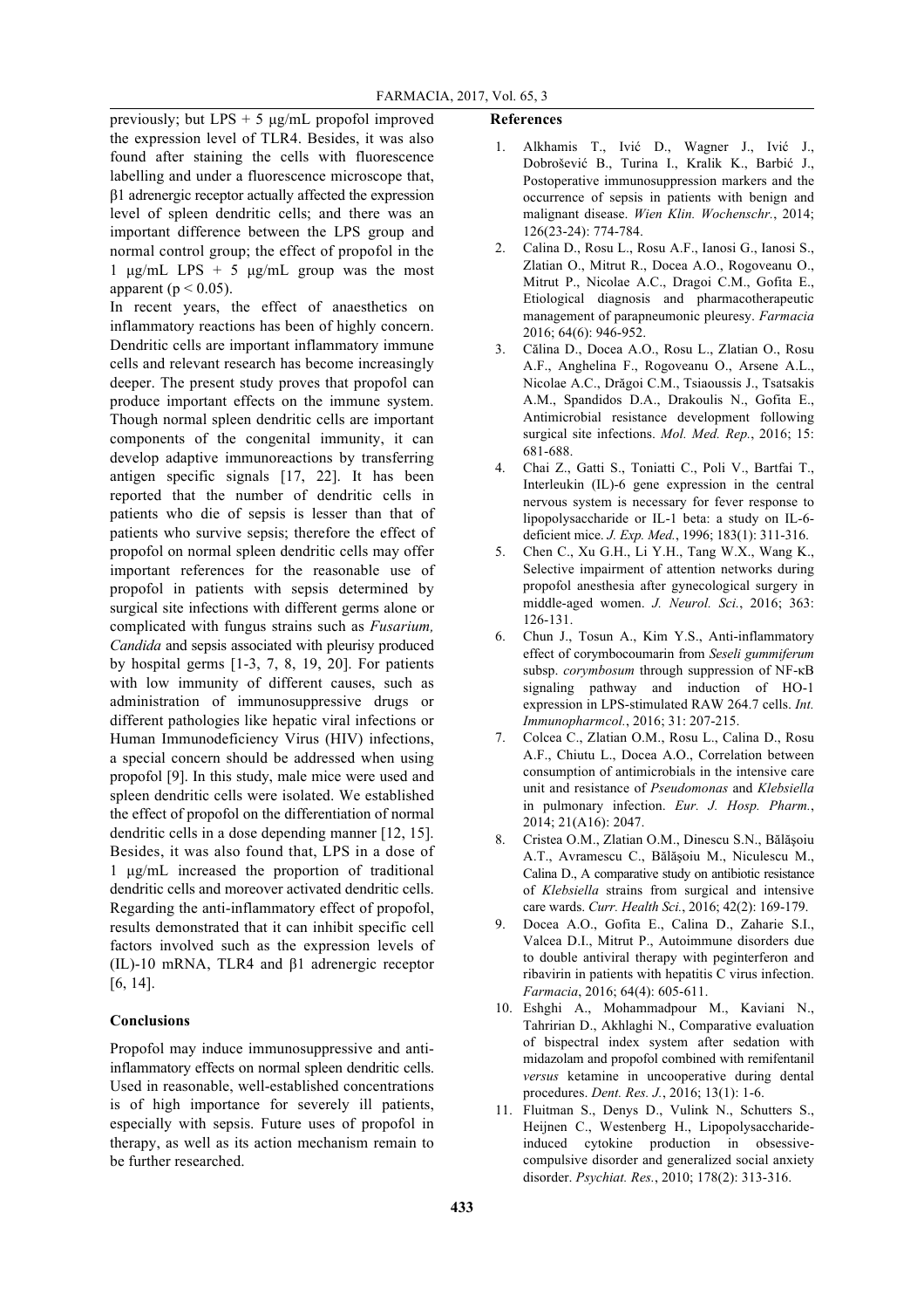previously; but LPS + 5 μg/mL propofol improved the expression level of TLR4. Besides, it was also found after staining the cells with fluorescence labelling and under a fluorescence microscope that, β1 adrenergic receptor actually affected the expression level of spleen dendritic cells; and there was an important difference between the LPS group and normal control group; the effect of propofol in the 1 μg/mL LPS + 5 μg/mL group was the most apparent ($p < 0.05$).

In recent years, the effect of anaesthetics on inflammatory reactions has been of highly concern. Dendritic cells are important inflammatory immune cells and relevant research has become increasingly deeper. The present study proves that propofol can produce important effects on the immune system. Though normal spleen dendritic cells are important components of the congenital immunity, it can develop adaptive immunoreactions by transferring antigen specific signals [17, 22]. It has been reported that the number of dendritic cells in patients who die of sepsis is lesser than that of patients who survive sepsis; therefore the effect of propofol on normal spleen dendritic cells may offer important references for the reasonable use of propofol in patients with sepsis determined by surgical site infections with different germs alone or complicated with fungus strains such as *Fusarium, Candida* and sepsis associated with pleurisy produced by hospital germs [1-3, 7, 8, 19, 20]. For patients with low immunity of different causes, such as administration of immunosuppressive drugs or different pathologies like hepatic viral infections or Human Immunodeficiency Virus (HIV) infections, a special concern should be addressed when using propofol [9]. In this study, male mice were used and spleen dendritic cells were isolated. We established the effect of propofol on the differentiation of normal dendritic cells in a dose depending manner [12, 15]. Besides, it was also found that, LPS in a dose of 1 μg/mL increased the proportion of traditional dendritic cells and moreover activated dendritic cells. Regarding the anti-inflammatory effect of propofol, results demonstrated that it can inhibit specific cell factors involved such as the expression levels of (IL)-10 mRNA, TLR4 and β1 adrenergic receptor [6, 14].

## Conclusions

Propofol may induce immunosuppressive and anti-inflammatory effects on normal spleen dendritic cells. Used in reasonable, well-established concentrations is of high importance for severely ill patients, especially with sepsis. Future uses of propofol in therapy, as well as its action mechanism remain to be further researched.

## References

1. Alkhamis T., Ivić D., Wagner J., Ivić J., Dobrošević B., Turina I., Kralik K., Barbić J., Postoperative immunosuppression markers and the occurrence of sepsis in patients with benign and malignant disease. *Wien Klin. Wochenschr.*, 2014; 126(23-24): 774-784.
2. Calina D., Rosu L., Rosu A.F., Ianosi G., Ianosi S., Zlatian O., Mitrut R., Docea A.O., Rogoveanu O., Mitrut P., Nicolae A.C., Dragoi C.M., Gofita E., Etiological diagnosis and pharmacotherapeutic management of parapneumonic pleuresy. *Farmacia* 2016; 64(6): 946-952.
3. Călina D., Docea A.O., Rosu L., Zlatian O., Rosu A.F., Anghelina F., Rogoveanu O., Arsene A.L., Nicolae A.C., Drăgoi C.M., Tsiaoussis J., Tsatsakis A.M., Spandidos D.A., Drakoulis N., Gofita E., Antimicrobial resistance development following surgical site infections. *Mol. Med. Rep.*, 2016; 15: 681-688.
4. Chai Z., Gatti S., Toniatti C., Poli V., Bartfai T., Interleukin (IL)-6 gene expression in the central nervous system is necessary for fever response to lipopolysaccharide or IL-1 beta: a study on IL-6-deficient mice. *J. Exp. Med.*, 1996; 183(1): 311-316.
5. Chen C., Xu G.H., Li Y.H., Tang W.X., Wang K., Selective impairment of attention networks during propofol anesthesia after gynecological surgery in middle-aged women. *J. Neurol. Sci.*, 2016; 363: 126-131.
6. Chun J., Tosun A., Kim Y.S., Anti-inflammatory effect of corymbocoumarin from *Seseli gummiferum* subsp. *corymbosum* through suppression of NF-κB signaling pathway and induction of HO-1 expression in LPS-stimulated RAW 264.7 cells. *Int. Immunopharmcol.*, 2016; 31: 207-215.
7. Colcea C., Zlatian O.M., Rosu L., Calina D., Rosu A.F., Chiutu L., Docea A.O., Correlation between consumption of antimicrobials in the intensive care unit and resistance of *Pseudomonas* and *Klebsiella* in pulmonary infection. *Eur. J. Hosp. Pharm.*, 2014; 21(A16): 2047.
8. Cristea O.M., Zlatian O.M., Dinescu S.N., Bălăşoiu A.T., Avramescu C., Bălăşoiu M., Niculescu M., Calina D., A comparative study on antibiotic resistance of *Klebsiella* strains from surgical and intensive care wards. *Curr. Health Sci.*, 2016; 42(2): 169-179.
9. Docea A.O., Gofita E., Calina D., Zaharie S.I., Valcea D.I., Mitrut P., Autoimmune disorders due to double antiviral therapy with peginterferon and ribavirin in patients with hepatitis C virus infection. *Farmacia*, 2016; 64(4): 605-611.
10. Eshghi A., Mohammadpour M., Kaviani N., Tahririan D., Akhlaghi N., Comparative evaluation of bispectral index system after sedation with midazolam and propofol combined with remifentanil *versus* ketamine in uncooperative during dental procedures. *Dent. Res. J.*, 2016; 13(1): 1-6.
11. Fluitman S., Denys D., Vulink N., Schutters S., Heijnen C., Westenberg H., Lipopolysaccharide-induced cytokine production in obsessive-compulsive disorder and generalized social anxiety disorder. *Psychiat. Res.*, 2010; 178(2): 313-316.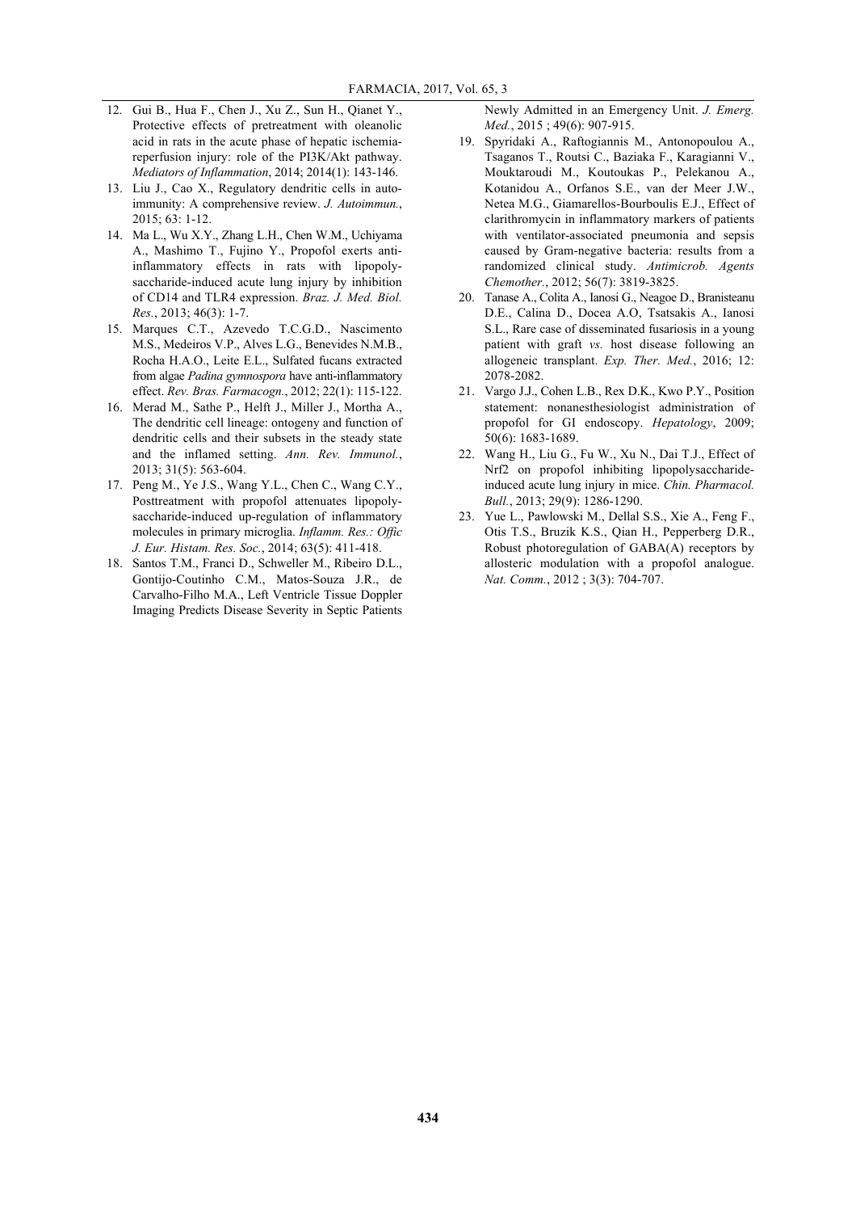12. Gui B., Hua F., Chen J., Xu Z., Sun H., Qianet Y., Protective effects of pretreatment with oleanolic acid in rats in the acute phase of hepatic ischemia-reperfusion injury: role of the PI3K/Akt pathway. *Mediators of Inflammation*, 2014; 2014(1): 143-146.
13. Liu J., Cao X., Regulatory dendritic cells in autoimmunity: A comprehensive review. *J. Autoimmun.*, 2015; 63: 1-12.
14. Ma L., Wu X.Y., Zhang L.H., Chen W.M., Uchiyama A., Mashimo T., Fujino Y., Propofol exerts anti-inflammatory effects in rats with lipopolysaccharide-induced acute lung injury by inhibition of CD14 and TLR4 expression. *Braz. J. Med. Biol. Res.*, 2013; 46(3): 1-7.
15. Marques C.T., Azevedo T.C.G.D., Nascimento M.S., Medeiros V.P., Alves L.G., Benevides N.M.B., Rocha H.A.O., Leite E.L., Sulfated fucans extracted from algae *Padina gymnospora* have anti-inflammatory effect. *Rev. Bras. Farmacogn.*, 2012; 22(1): 115-122.
16. Merad M., Sathe P., Helft J., Miller J., Mortha A., The dendritic cell lineage: ontogeny and function of dendritic cells and their subsets in the steady state and the inflamed setting. *Ann. Rev. Immunol.*, 2013; 31(5): 563-604.
17. Peng M., Ye J.S., Wang Y.L., Chen C., Wang C.Y., Posttreatment with propofol attenuates lipopolysaccharide-induced up-regulation of inflammatory molecules in primary microglia. *Inflamm. Res.: Offic J. Eur. Histam. Res. Soc.*, 2014; 63(5): 411-418.
18. Santos T.M., Franci D., Schweller M., Ribeiro D.L., Gontijo-Coutinho C.M., Matos-Souza J.R., de Carvalho-Filho M.A., Left Ventricle Tissue Doppler Imaging Predicts Disease Severity in Septic Patients Newly Admitted in an Emergency Unit. *J. Emerg. Med.*, 2015 ; 49(6): 907-915.
19. Spyridaki A., Raftogiannis M., Antonopoulou A., Tsaganos T., Routsi C., Baziaka F., Karagianni V., Mouktaroudi M., Koutoukas P., Pelekanou A., Kotanidou A., Orfanos S.E., van der Meer J.W., Netea M.G., Giamarellos-Bourboulis E.J., Effect of clarithromycin in inflammatory markers of patients with ventilator-associated pneumonia and sepsis caused by Gram-negative bacteria: results from a randomized clinical study. *Antimicrob. Agents Chemother.*, 2012; 56(7): 3819-3825.
20. Tanase A., Colita A., Ianosi G., Neagoe D., Branisteanu D.E., Calina D., Docea A.O, Tsatsakis A., Ianosi S.L., Rare case of disseminated fusariosis in a young patient with graft *vs.* host disease following an allogeneic transplant. *Exp. Ther. Med.*, 2016; 12: 2078-2082.
21. Vargo J.J., Cohen L.B., Rex D.K., Kwo P.Y., Position statement: nonanesthesiologist administration of propofol for GI endoscopy. *Hepatology*, 2009; 50(6): 1683-1689.
22. Wang H., Liu G., Fu W., Xu N., Dai T.J., Effect of Nrf2 on propofol inhibiting lipopolysaccharide-induced acute lung injury in mice. *Chin. Pharmacol. Bull.*, 2013; 29(9): 1286-1290.
23. Yue L., Pawlowski M., Dellal S.S., Xie A., Feng F., Otis T.S., Bruzik K.S., Qian H., Pepperberg D.R., Robust photoregulation of GABA(A) receptors by allosteric modulation with a propofol analogue. *Nat. Comm.*, 2012 ; 3(3): 704-707.